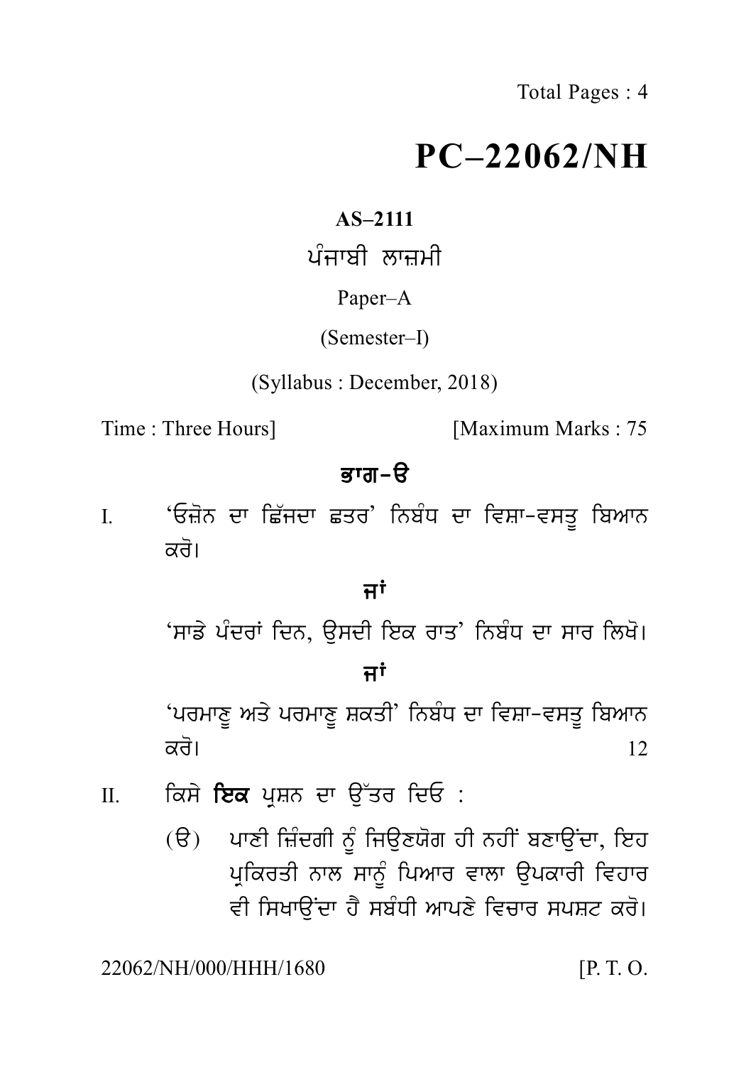Total Pages : 4

# PC–22062/NH

**AS–2111**

ਪੰਜਾਬੀ ਲਾਜ਼ਮੀ

Paper–A

(Semester–I)

(Syllabus : December, 2018)

Time : Three Hours] [Maximum Marks : 75

## ਭਾਗ-ੳ

I. 'ਓਜ਼ੋਨ ਦਾ ਛਿੱਜਦਾ ਛਤਰ' ਨਿਬੰਧ ਦਾ ਵਿਸ਼ਾ-ਵਸਤੂ ਬਿਆਨ ਕਰੋ।

**ਜਾਂ**

'ਸਾਡੇ ਪੰਦਰਾਂ ਦਿਨ, ਉਸਦੀ ਇਕ ਰਾਤ' ਨਿਬੰਧ ਦਾ ਸਾਰ ਲਿਖੋ।

**ਜਾਂ**

'ਪਰਮਾਣੂ ਅਤੇ ਪਰਮਾਣੂ ਸ਼ਕਤੀ' ਨਿਬੰਧ ਦਾ ਵਿਸ਼ਾ-ਵਸਤੂ ਬਿਆਨ ਕਰੋ। 12

II. ਕਿਸੇ **ਇਕ** ਪ੍ਰਸ਼ਨ ਦਾ ਉੱਤਰ ਦਿਓ :

(ੳ) ਪਾਣੀ ਜ਼ਿੰਦਗੀ ਨੂੰ ਜਿਉਣਯੋਗ ਹੀ ਨਹੀਂ ਬਣਾਉਂਦਾ, ਇਹ ਪ੍ਰਕਿਰਤੀ ਨਾਲ ਸਾਨੂੰ ਪਿਆਰ ਵਾਲਾ ਉਪਕਾਰੀ ਵਿਹਾਰ ਵੀ ਸਿਖਾਉਂਦਾ ਹੈ ਸਬੰਧੀ ਆਪਣੇ ਵਿਚਾਰ ਸਪਸ਼ਟ ਕਰੋ।

22062/NH/000/HHH/1680 [P. T. O.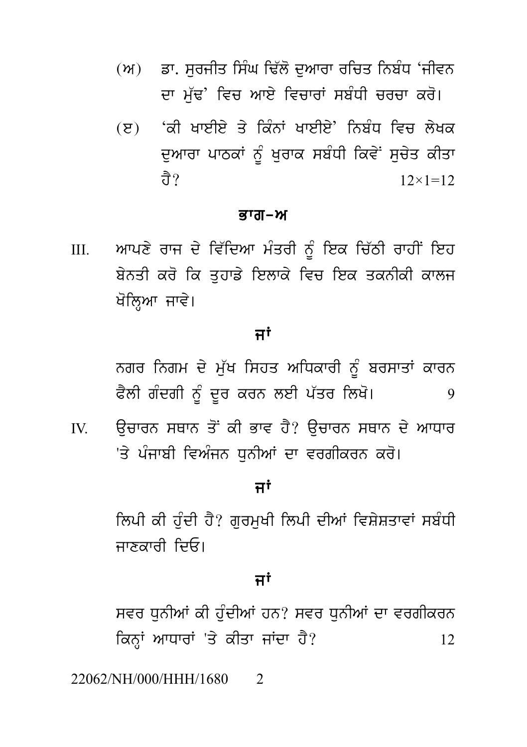(ਅ) ਡਾ. ਸੁਰਜੀਤ ਸਿੰਘ ਢਿੱਲੋ ਦੁਆਰਾ ਰਚਿਤ ਨਿਬੰਧ 'ਜੀਵਨ ਦਾ ਮੁੱਢ' ਵਿਚ ਆਏ ਵਿਚਾਰਾਂ ਸਬੰਧੀ ਚਰਚਾ ਕਰੋ।

(ੲ) 'ਕੀ ਖਾਈਏ ਤੇ ਕਿੰਨਾਂ ਖਾਈਏ' ਨਿਬੰਧ ਵਿਚ ਲੇਖਕ ਦੁਆਰਾ ਪਾਠਕਾਂ ਨੂੰ ਖੁਰਾਕ ਸਬੰਧੀ ਕਿਵੇਂ ਸੁਚੇਤ ਕੀਤਾ ਹੈ? $12 \times 1 = 12$

## ਭਾਗ–ਅ

III. ਆਪਣੇ ਰਾਜ ਦੇ ਵਿੱਦਿਆ ਮੰਤਰੀ ਨੂੰ ਇਕ ਚਿੱਠੀ ਰਾਹੀਂ ਇਹ ਬੇਨਤੀ ਕਰੋ ਕਿ ਤੁਹਾਡੇ ਇਲਾਕੇ ਵਿਚ ਇਕ ਤਕਨੀਕੀ ਕਾਲਜ ਖੋਲ੍ਹਿਆ ਜਾਵੇ।

**ਜਾਂ**

ਨਗਰ ਨਿਗਮ ਦੇ ਮੁੱਖ ਸਿਹਤ ਅਧਿਕਾਰੀ ਨੂੰ ਬਰਸਾਤਾਂ ਕਾਰਨ ਫੈਲੀ ਗੰਦਗੀ ਨੂੰ ਦੂਰ ਕਰਨ ਲਈ ਪੱਤਰ ਲਿਖੋ। 9

IV. ਉਚਾਰਨ ਸਥਾਨ ਤੋਂ ਕੀ ਭਾਵ ਹੈ? ਉਚਾਰਨ ਸਥਾਨ ਦੇ ਆਧਾਰ 'ਤੇ ਪੰਜਾਬੀ ਵਿਅੰਜਨ ਧੁਨੀਆਂ ਦਾ ਵਰਗੀਕਰਨ ਕਰੋ।

**ਜਾਂ**

ਲਿਪੀ ਕੀ ਹੁੰਦੀ ਹੈ? ਗੁਰਮੁਖੀ ਲਿਪੀ ਦੀਆਂ ਵਿਸ਼ੇਸ਼ਤਾਵਾਂ ਸਬੰਧੀ ਜਾਣਕਾਰੀ ਦਿਓ।

**ਜਾਂ**

ਸਵਰ ਧੁਨੀਆਂ ਕੀ ਹੁੰਦੀਆਂ ਹਨ? ਸਵਰ ਧੁਨੀਆਂ ਦਾ ਵਰਗੀਕਰਨ ਕਿਨ੍ਹਾਂ ਆਧਾਰਾਂ 'ਤੇ ਕੀਤਾ ਜਾਂਦਾ ਹੈ? 12

22062/NH/000/HHH/1680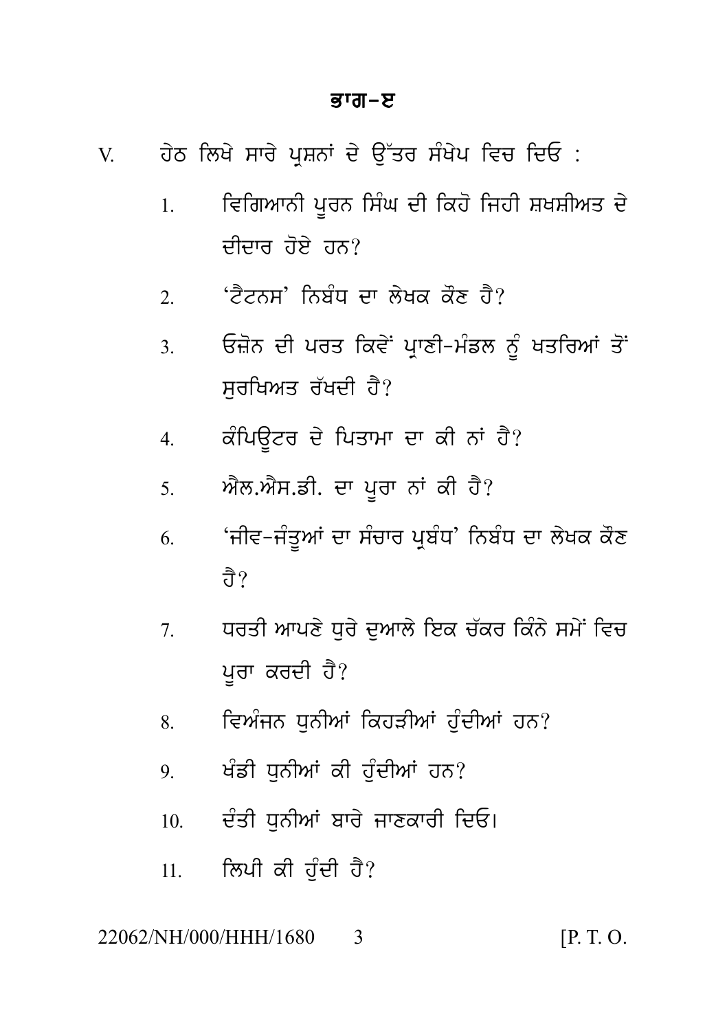## ਭਾਗ–ੲ

V. ਹੇਠ ਲਿਖੇ ਸਾਰੇ ਪ੍ਰਸ਼ਨਾਂ ਦੇ ਉੱਤਰ ਸੰਖੇਪ ਵਿਚ ਦਿਓ :

1. ਵਿਗਿਆਨੀ ਪੂਰਨ ਸਿੰਘ ਦੀ ਕਿਹੋ ਜਿਹੀ ਸ਼ਖਸ਼ੀਅਤ ਦੇ ਦੀਦਾਰ ਹੋਏ ਹਨ?
2. 'ਟੈਟਨਸ' ਨਿਬੰਧ ਦਾ ਲੇਖਕ ਕੌਣ ਹੈ?
3. ਓਜ਼ੋਨ ਦੀ ਪਰਤ ਕਿਵੇਂ ਪ੍ਰਾਣੀ-ਮੰਡਲ ਨੂੰ ਖਤਰਿਆਂ ਤੋਂ ਸੁਰਖਿਅਤ ਰੱਖਦੀ ਹੈ?
4. ਕੰਪਿਊਟਰ ਦੇ ਪਿਤਾਮਾ ਦਾ ਕੀ ਨਾਂ ਹੈ?
5. ਐਲ.ਐਸ.ਡੀ. ਦਾ ਪੂਰਾ ਨਾਂ ਕੀ ਹੈ?
6. 'ਜੀਵ-ਜੰਤੂਆਂ ਦਾ ਸੰਚਾਰ ਪ੍ਰਬੰਧ' ਨਿਬੰਧ ਦਾ ਲੇਖਕ ਕੌਣ ਹੈ?
7. ਧਰਤੀ ਆਪਣੇ ਧੁਰੇ ਦੁਆਲੇ ਇਕ ਚੱਕਰ ਕਿੰਨੇ ਸਮੇਂ ਵਿਚ ਪੂਰਾ ਕਰਦੀ ਹੈ?
8. ਵਿਅੰਜਨ ਧੁਨੀਆਂ ਕਿਹੜੀਆਂ ਹੁੰਦੀਆਂ ਹਨ?
9. ਖੰਡੀ ਧੁਨੀਆਂ ਕੀ ਹੁੰਦੀਆਂ ਹਨ?
10. ਦੰਤੀ ਧੁਨੀਆਂ ਬਾਰੇ ਜਾਣਕਾਰੀ ਦਿਓ।
11. ਲਿਪੀ ਕੀ ਹੁੰਦੀ ਹੈ?

22062/NH/000/HHH/1680 [P. T. O.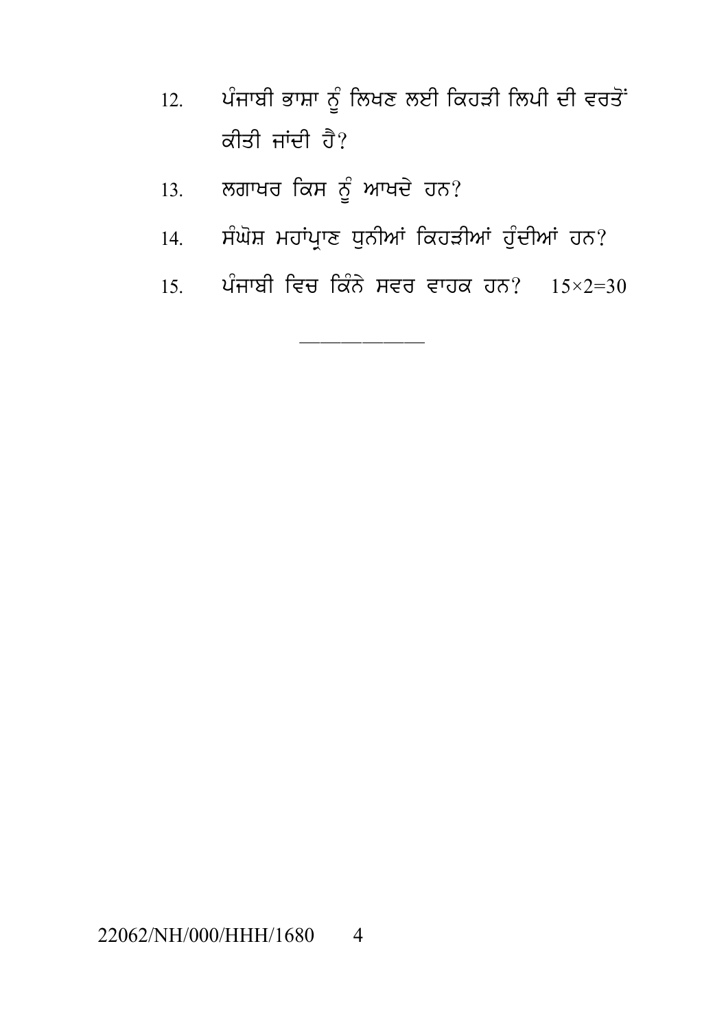12. ਪੰਜਾਬੀ ਭਾਸ਼ਾ ਨੂੰ ਲਿਖਣ ਲਈ ਕਿਹੜੀ ਲਿਪੀ ਦੀ ਵਰਤੋਂ ਕੀਤੀ ਜਾਂਦੀ ਹੈ?
13. ਲਗਾਖਰ ਕਿਸ ਨੂੰ ਆਖਦੇ ਹਨ?
14. ਸੰਘੋਸ਼ ਮਹਾਂਪ੍ਰਾਣ ਧੁਨੀਆਂ ਕਿਹੜੀਆਂ ਹੁੰਦੀਆਂ ਹਨ?
15. ਪੰਜਾਬੀ ਵਿਚ ਕਿੰਨੇ ਸਵਰ ਵਾਹਕ ਹਨ? $15 \times 2 = 30$

———————

22062/NH/000/HHH/1680